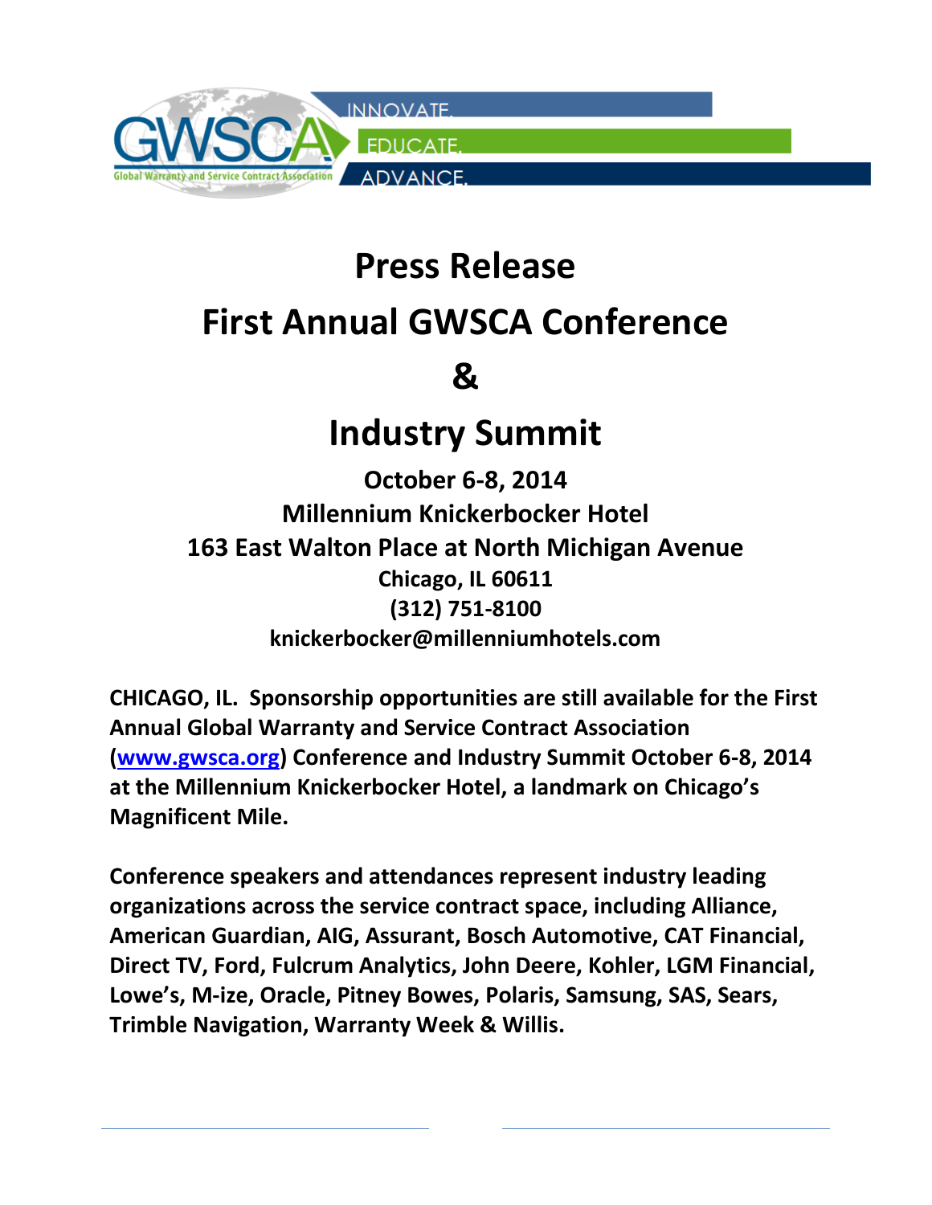GWSCA Global Warranty and Service Contract Association

INNOVATE.
EDUCATE.
ADVANCE.

# Press Release

# First Annual GWSCA Conference

# &

# Industry Summit

**October 6-8, 2014**
**Millennium Knickerbocker Hotel**
**163 East Walton Place at North Michigan Avenue**
**Chicago, IL 60611**
**(312) 751-8100**
**knickerbocker@millenniumhotels.com**

**CHICAGO, IL. Sponsorship opportunities are still available for the First Annual Global Warranty and Service Contract Association (www.gwsca.org) Conference and Industry Summit October 6-8, 2014 at the Millennium Knickerbocker Hotel, a landmark on Chicago's Magnificent Mile.**

**Conference speakers and attendances represent industry leading organizations across the service contract space, including Alliance, American Guardian, AIG, Assurant, Bosch Automotive, CAT Financial, Direct TV, Ford, Fulcrum Analytics, John Deere, Kohler, LGM Financial, Lowe's, M-ize, Oracle, Pitney Bowes, Polaris, Samsung, SAS, Sears, Trimble Navigation, Warranty Week & Willis.**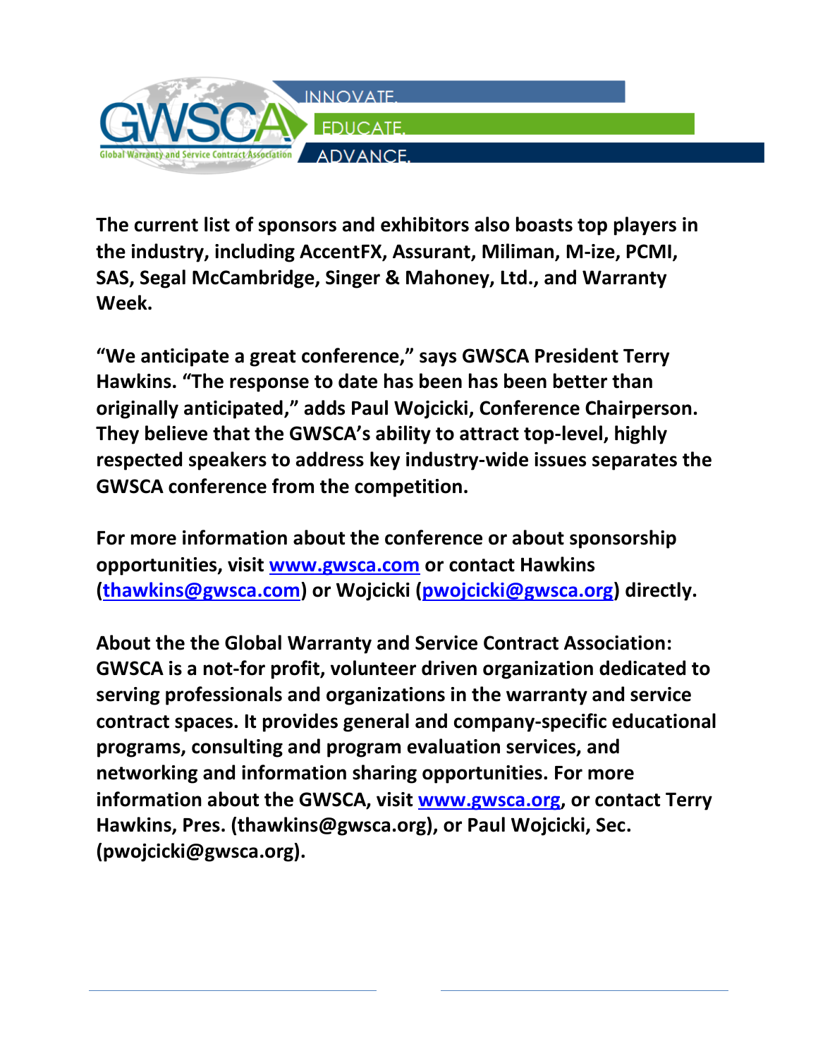**The current list of sponsors and exhibitors also boasts top players in the industry, including AccentFX, Assurant, Miliman, M-ize, PCMI, SAS, Segal McCambridge, Singer & Mahoney, Ltd., and Warranty Week.**

**"We anticipate a great conference," says GWSCA President Terry Hawkins. "The response to date has been has been better than originally anticipated," adds Paul Wojcicki, Conference Chairperson. They believe that the GWSCA's ability to attract top-level, highly respected speakers to address key industry-wide issues separates the GWSCA conference from the competition.**

**For more information about the conference or about sponsorship opportunities, visit [www.gwsca.com](www.gwsca.com) or contact Hawkins ([thawkins@gwsca.com](mailto:thawkins@gwsca.com)) or Wojcicki ([pwojcicki@gwsca.org](mailto:pwojcicki@gwsca.org)) directly.**

**About the the Global Warranty and Service Contract Association: GWSCA is a not-for profit, volunteer driven organization dedicated to serving professionals and organizations in the warranty and service contract spaces. It provides general and company-specific educational programs, consulting and program evaluation services, and networking and information sharing opportunities. For more information about the GWSCA, visit [www.gwsca.org](www.gwsca.org), or contact Terry Hawkins, Pres. (thawkins@gwsca.org), or Paul Wojcicki, Sec. (pwojcicki@gwsca.org).**